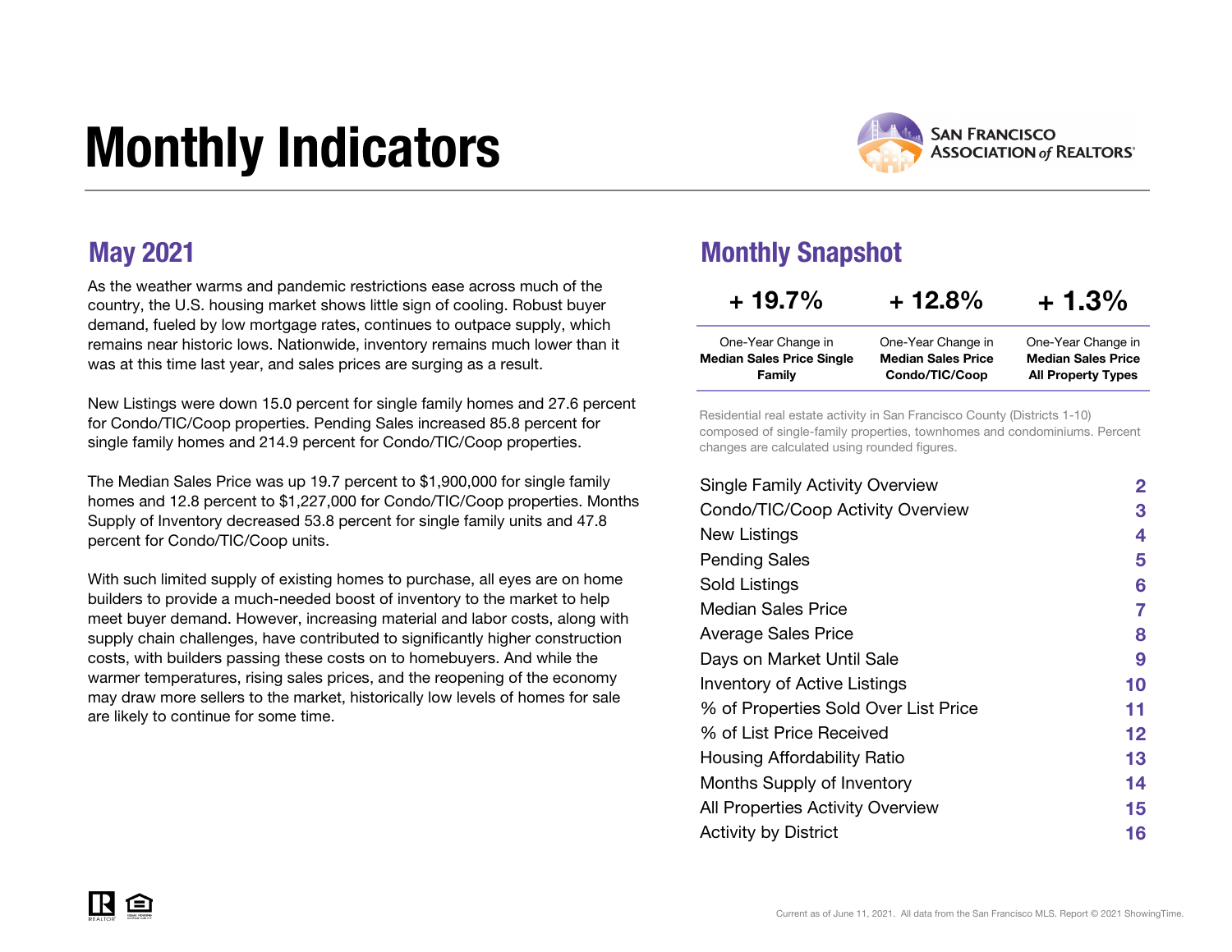# Monthly Indicators

SAN FRANCISCO ASSOCIATION of REALTORS®

## May 2021

As the weather warms and pandemic restrictions ease across much of the country, the U.S. housing market shows little sign of cooling. Robust buyer demand, fueled by low mortgage rates, continues to outpace supply, which remains near historic lows. Nationwide, inventory remains much lower than it was at this time last year, and sales prices are surging as a result.

New Listings were down 15.0 percent for single family homes and 27.6 percent for Condo/TIC/Coop properties. Pending Sales increased 85.8 percent for single family homes and 214.9 percent for Condo/TIC/Coop properties.

The Median Sales Price was up 19.7 percent to $1,900,000 for single family homes and 12.8 percent to $1,227,000 for Condo/TIC/Coop properties. Months Supply of Inventory decreased 53.8 percent for single family units and 47.8 percent for Condo/TIC/Coop units.

With such limited supply of existing homes to purchase, all eyes are on home builders to provide a much-needed boost of inventory to the market to help meet buyer demand. However, increasing material and labor costs, along with supply chain challenges, have contributed to significantly higher construction costs, with builders passing these costs on to homebuyers. And while the warmer temperatures, rising sales prices, and the reopening of the economy may draw more sellers to the market, historically low levels of homes for sale are likely to continue for some time.

## Monthly Snapshot

| + 19.7% | + 12.8% | + 1.3% |
|---|---|---|
| One-Year Change in **Median Sales Price Single Family** | One-Year Change in **Median Sales Price Condo/TIC/Coop** | One-Year Change in **Median Sales Price All Property Types** |

Residential real estate activity in San Francisco County (Districts 1-10) composed of single-family properties, townhomes and condominiums. Percent changes are calculated using rounded figures.

| | |
|---|---|
| Single Family Activity Overview | 2 |
| Condo/TIC/Coop Activity Overview | 3 |
| New Listings | 4 |
| Pending Sales | 5 |
| Sold Listings | 6 |
| Median Sales Price | 7 |
| Average Sales Price | 8 |
| Days on Market Until Sale | 9 |
| Inventory of Active Listings | 10 |
| % of Properties Sold Over List Price | 11 |
| % of List Price Received | 12 |
| Housing Affordability Ratio | 13 |
| Months Supply of Inventory | 14 |
| All Properties Activity Overview | 15 |
| Activity by District | 16 |

Current as of June 11, 2021. All data from the San Francisco MLS. Report © 2021 ShowingTime.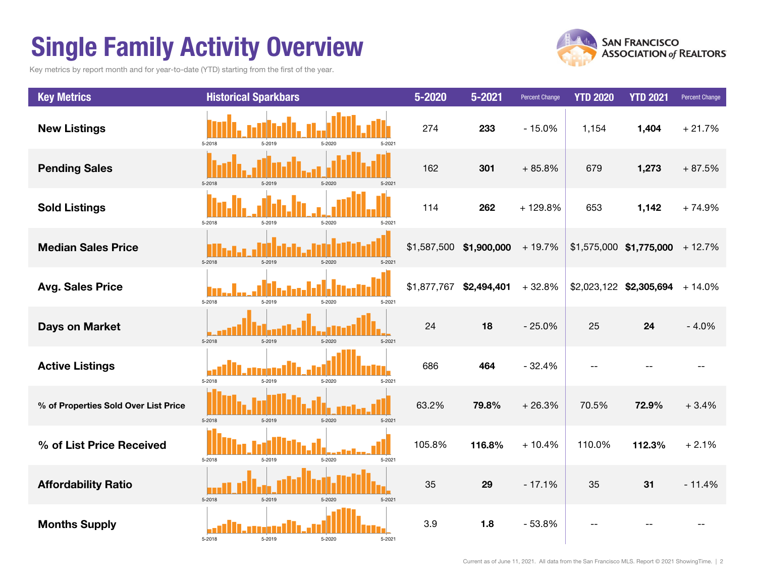# Single Family Activity Overview

Key metrics by report month and for year-to-date (YTD) starting from the first of the year.

| Key Metrics | Historical Sparkbars | 5-2020 | 5-2021 | Percent Change | YTD 2020 | YTD 2021 | Percent Change |
|---|---|---|---|---|---|---|---|
| **New Listings** | 5-2018 5-2019 5-2020 5-2021 | 274 | **233** | - 15.0% | 1,154 | **1,404** | + 21.7% |
| **Pending Sales** | 5-2018 5-2019 5-2020 5-2021 | 162 | **301** | + 85.8% | 679 | **1,273** | + 87.5% |
| **Sold Listings** | 5-2018 5-2019 5-2020 5-2021 | 114 | **262** | + 129.8% | 653 | **1,142** | + 74.9% |
| **Median Sales Price** | 5-2018 5-2019 5-2020 5-2021 | $1,587,500 | **$1,900,000** | + 19.7% | $1,575,000 | **$1,775,000** | + 12.7% |
| **Avg. Sales Price** | 5-2018 5-2019 5-2020 5-2021 | $1,877,767 | **$2,494,401** | + 32.8% | $2,023,122 | **$2,305,694** | + 14.0% |
| **Days on Market** | 5-2018 5-2019 5-2020 5-2021 | 24 | **18** | - 25.0% | 25 | **24** | - 4.0% |
| **Active Listings** | 5-2018 5-2019 5-2020 5-2021 | 686 | **464** | - 32.4% | -- | -- | -- |
| **% of Properties Sold Over List Price** | 5-2018 5-2019 5-2020 5-2021 | 63.2% | **79.8%** | + 26.3% | 70.5% | **72.9%** | + 3.4% |
| **% of List Price Received** | 5-2018 5-2019 5-2020 5-2021 | 105.8% | **116.8%** | + 10.4% | 110.0% | **112.3%** | + 2.1% |
| **Affordability Ratio** | 5-2018 5-2019 5-2020 5-2021 | 35 | **29** | - 17.1% | 35 | **31** | - 11.4% |
| **Months Supply** | 5-2018 5-2019 5-2020 5-2021 | 3.9 | **1.8** | - 53.8% | -- | -- | -- |

Current as of June 11, 2021. All data from the San Francisco MLS. Report © 2021 ShowingTime.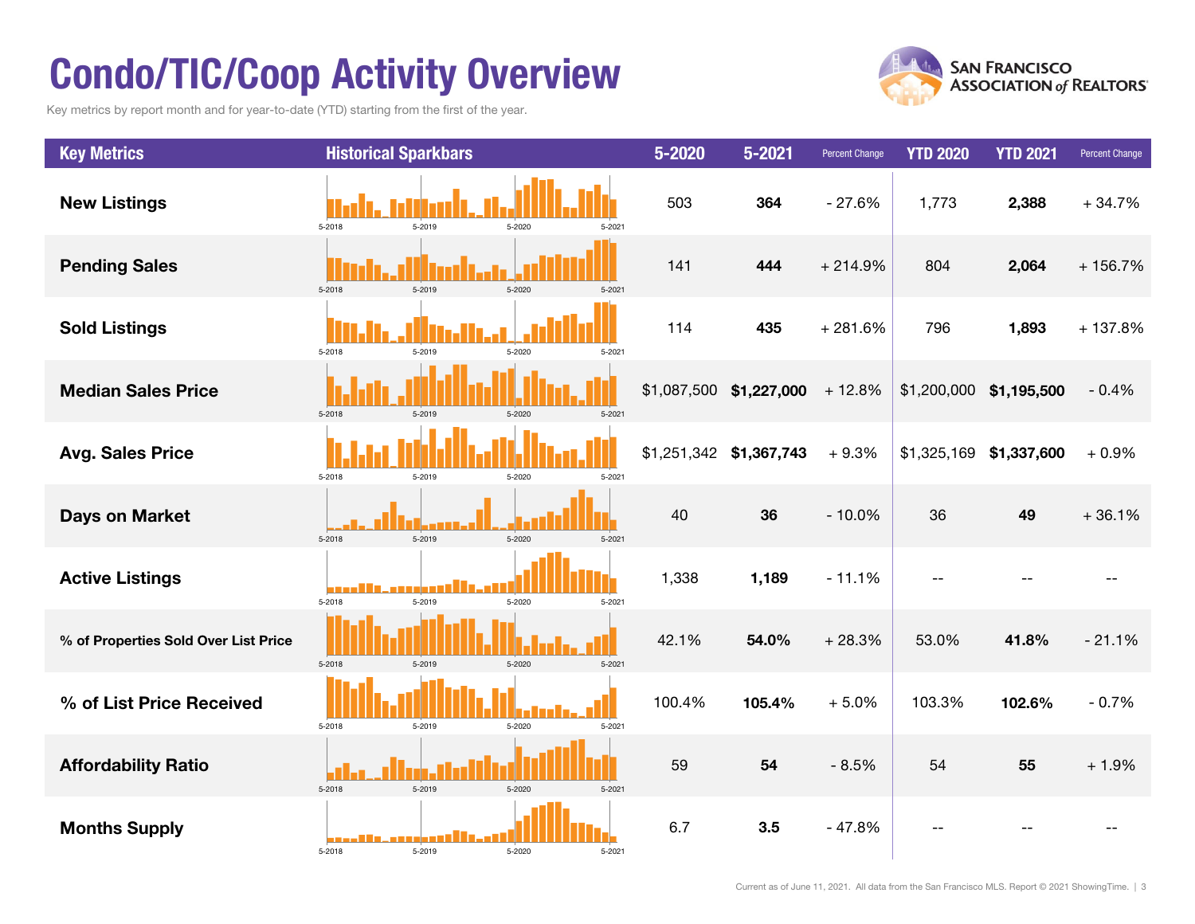# Condo/TIC/Coop Activity Overview

Key metrics by report month and for year-to-date (YTD) starting from the first of the year.

SAN FRANCISCO ASSOCIATION of REALTORS®

| Key Metrics | Historical Sparkbars | 5-2020 | 5-2021 | Percent Change | YTD 2020 | YTD 2021 | Percent Change |
|---|---|---|---|---|---|---|---|
| **New Listings** | 5-2018 5-2019 5-2020 5-2021 | 503 | **364** | - 27.6% | 1,773 | **2,388** | + 34.7% |
| **Pending Sales** | 5-2018 5-2019 5-2020 5-2021 | 141 | **444** | + 214.9% | 804 | **2,064** | + 156.7% |
| **Sold Listings** | 5-2018 5-2019 5-2020 5-2021 | 114 | **435** | + 281.6% | 796 | **1,893** | + 137.8% |
| **Median Sales Price** | 5-2018 5-2019 5-2020 5-2021 | $1,087,500 | **$1,227,000** | + 12.8% | $1,200,000 | **$1,195,500** | - 0.4% |
| **Avg. Sales Price** | 5-2018 5-2019 5-2020 5-2021 | $1,251,342 | **$1,367,743** | + 9.3% | $1,325,169 | **$1,337,600** | + 0.9% |
| **Days on Market** | 5-2018 5-2019 5-2020 5-2021 | 40 | **36** | - 10.0% | 36 | **49** | + 36.1% |
| **Active Listings** | 5-2018 5-2019 5-2020 5-2021 | 1,338 | **1,189** | - 11.1% | -- | -- | -- |
| **% of Properties Sold Over List Price** | 5-2018 5-2019 5-2020 5-2021 | 42.1% | **54.0%** | + 28.3% | 53.0% | **41.8%** | - 21.1% |
| **% of List Price Received** | 5-2018 5-2019 5-2020 5-2021 | 100.4% | **105.4%** | + 5.0% | 103.3% | **102.6%** | - 0.7% |
| **Affordability Ratio** | 5-2018 5-2019 5-2020 5-2021 | 59 | **54** | - 8.5% | 54 | **55** | + 1.9% |
| **Months Supply** | 5-2018 5-2019 5-2020 5-2021 | 6.7 | **3.5** | - 47.8% | -- | -- | -- |

Current as of June 11, 2021. All data from the San Francisco MLS. Report © 2021 ShowingTime.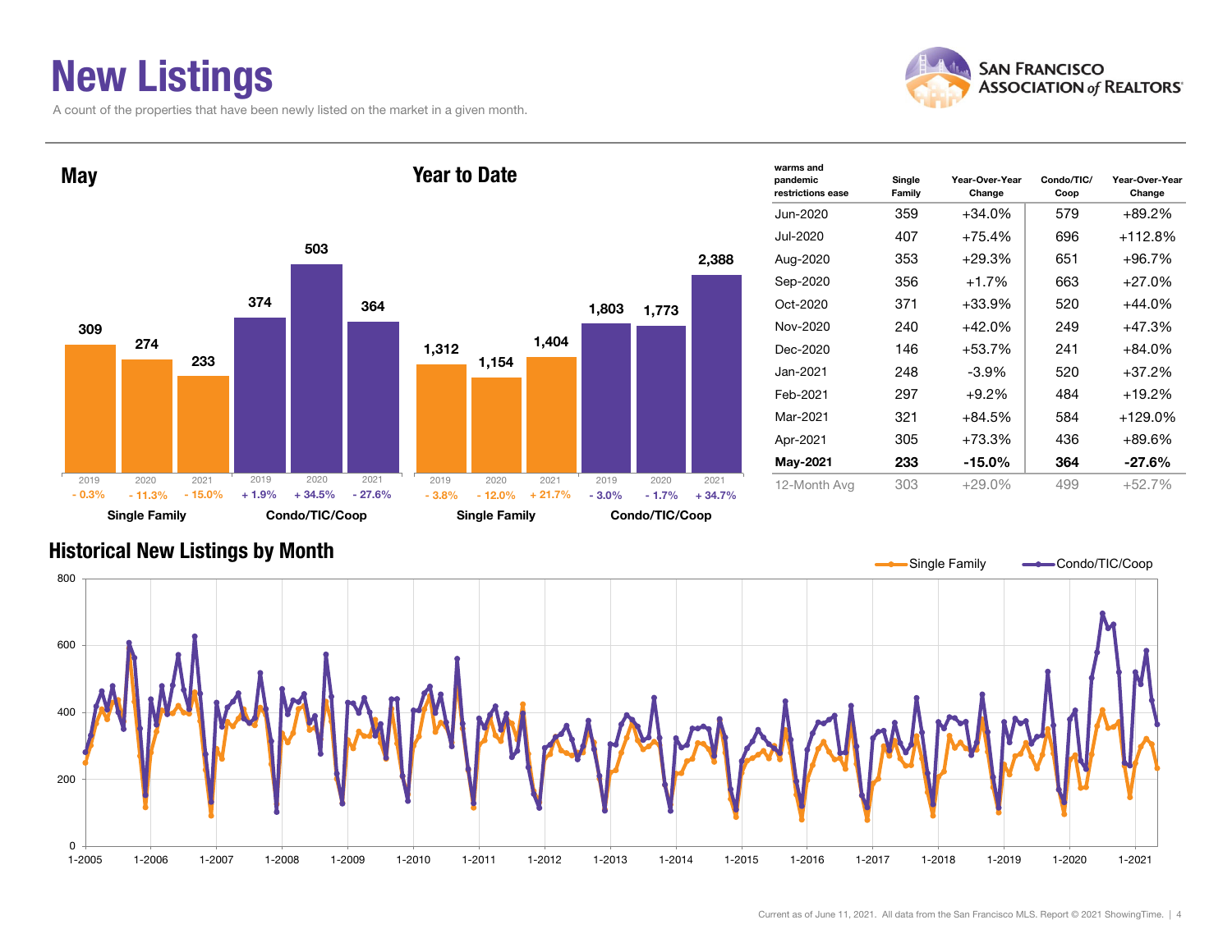# New Listings

A count of the properties that have been newly listed on the market in a given month.

## May

| | Single Family | | | Condo/TIC/Coop | | |
|---|---|---|---|---|---|---|
| Year | 2019 | 2020 | 2021 | 2019 | 2020 | 2021 |
| New Listings | 309 | 274 | 233 | 374 | 503 | 364 |
| Change | - 0.3% | - 11.3% | - 15.0% | + 1.9% | + 34.5% | - 27.6% |

## Year to Date

| | Single Family | | | Condo/TIC/Coop | | |
|---|---|---|---|---|---|---|
| Year | 2019 | 2020 | 2021 | 2019 | 2020 | 2021 |
| New Listings | 1,312 | 1,154 | 1,404 | 1,803 | 1,773 | 2,388 |
| Change | - 3.8% | - 12.0% | + 21.7% | - 3.0% | - 1.7% | + 34.7% |

| warms and pandemic restrictions ease | Single Family | Year-Over-Year Change | Condo/TIC/ Coop | Year-Over-Year Change |
|---|---|---|---|---|
| Jun-2020 | 359 | +34.0% | 579 | +89.2% |
| Jul-2020 | 407 | +75.4% | 696 | +112.8% |
| Aug-2020 | 353 | +29.3% | 651 | +96.7% |
| Sep-2020 | 356 | +1.7% | 663 | +27.0% |
| Oct-2020 | 371 | +33.9% | 520 | +44.0% |
| Nov-2020 | 240 | +42.0% | 249 | +47.3% |
| Dec-2020 | 146 | +53.7% | 241 | +84.0% |
| Jan-2021 | 248 | -3.9% | 520 | +37.2% |
| Feb-2021 | 297 | +9.2% | 484 | +19.2% |
| Mar-2021 | 321 | +84.5% | 584 | +129.0% |
| Apr-2021 | 305 | +73.3% | 436 | +89.6% |
| **May-2021** | **233** | **-15.0%** | **364** | **-27.6%** |
| 12-Month Avg | 303 | +29.0% | 499 | +52.7% |

## Historical New Listings by Month

Single Family — Condo/TIC/Coop

Current as of June 11, 2021. All data from the San Francisco MLS. Report © 2021 ShowingTime.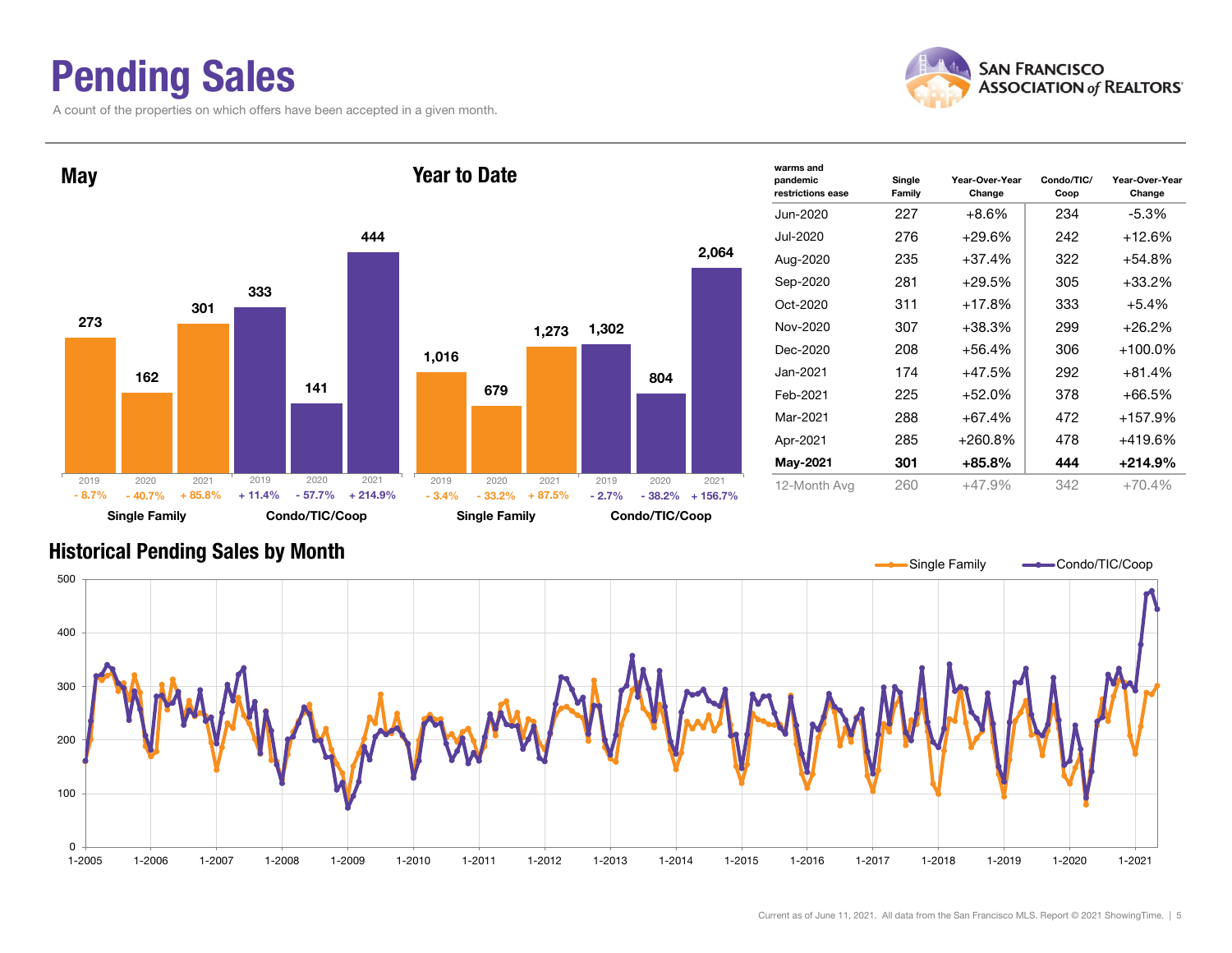# Pending Sales

A count of the properties on which offers have been accepted in a given month.

## May

| | 2019 | 2020 | 2021 |
|---|---|---|---|
| Single Family | 273 | 162 | 301 |
| Change | - 8.7% | - 40.7% | + 85.8% |
| Condo/TIC/Coop | 333 | 141 | 444 |
| Change | + 11.4% | - 57.7% | + 214.9% |

## Year to Date

| | 2019 | 2020 | 2021 |
|---|---|---|---|
| Single Family | 1,016 | 679 | 1,273 |
| Change | - 3.4% | - 33.2% | + 87.5% |
| Condo/TIC/Coop | 1,302 | 804 | 2,064 |
| Change | - 2.7% | - 38.2% | + 156.7% |

| warms and pandemic restrictions ease | Single Family | Year-Over-Year Change | Condo/TIC/ Coop | Year-Over-Year Change |
|---|---|---|---|---|
| Jun-2020 | 227 | +8.6% | 234 | -5.3% |
| Jul-2020 | 276 | +29.6% | 242 | +12.6% |
| Aug-2020 | 235 | +37.4% | 322 | +54.8% |
| Sep-2020 | 281 | +29.5% | 305 | +33.2% |
| Oct-2020 | 311 | +17.8% | 333 | +5.4% |
| Nov-2020 | 307 | +38.3% | 299 | +26.2% |
| Dec-2020 | 208 | +56.4% | 306 | +100.0% |
| Jan-2021 | 174 | +47.5% | 292 | +81.4% |
| Feb-2021 | 225 | +52.0% | 378 | +66.5% |
| Mar-2021 | 288 | +67.4% | 472 | +157.9% |
| Apr-2021 | 285 | +260.8% | 478 | +419.6% |
| **May-2021** | **301** | **+85.8%** | **444** | **+214.9%** |
| 12-Month Avg | 260 | +47.9% | 342 | +70.4% |

## Historical Pending Sales by Month

Single Family — Condo/TIC/Coop

Current as of June 11, 2021. All data from the San Francisco MLS. Report © 2021 ShowingTime.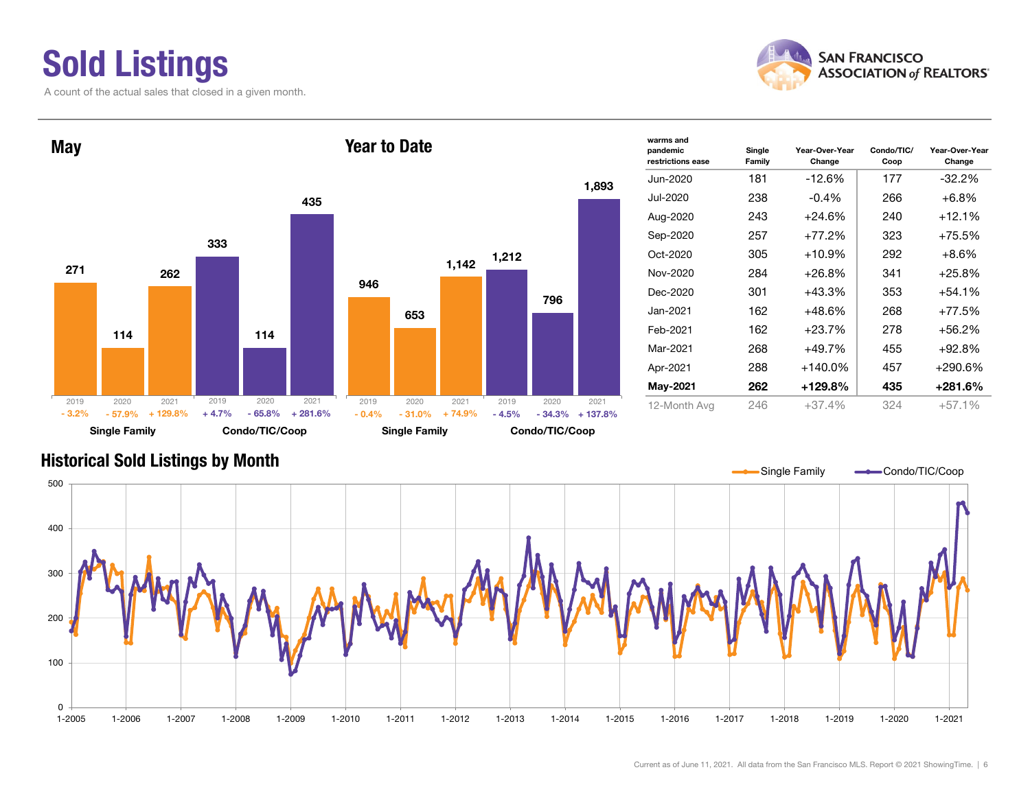# Sold Listings

A count of the actual sales that closed in a given month.

## May

| | 2019 | 2020 | 2021 |
|---|---|---|---|
| Single Family | 271 (- 3.2%) | 114 (- 57.9%) | 262 (+ 129.8%) |
| Condo/TIC/Coop | 333 (+ 4.7%) | 114 (- 65.8%) | 435 (+ 281.6%) |

## Year to Date

| | 2019 | 2020 | 2021 |
|---|---|---|---|
| Single Family | 946 (- 0.4%) | 653 (- 31.0%) | 1,142 (+ 74.9%) |
| Condo/TIC/Coop | 1,212 (- 4.5%) | 796 (- 34.3%) | 1,893 (+ 137.8%) |

| warms and pandemic restrictions ease | Single Family | Year-Over-Year Change | Condo/TIC/ Coop | Year-Over-Year Change |
|---|---|---|---|---|
| Jun-2020 | 181 | -12.6% | 177 | -32.2% |
| Jul-2020 | 238 | -0.4% | 266 | +6.8% |
| Aug-2020 | 243 | +24.6% | 240 | +12.1% |
| Sep-2020 | 257 | +77.2% | 323 | +75.5% |
| Oct-2020 | 305 | +10.9% | 292 | +8.6% |
| Nov-2020 | 284 | +26.8% | 341 | +25.8% |
| Dec-2020 | 301 | +43.3% | 353 | +54.1% |
| Jan-2021 | 162 | +48.6% | 268 | +77.5% |
| Feb-2021 | 162 | +23.7% | 278 | +56.2% |
| Mar-2021 | 268 | +49.7% | 455 | +92.8% |
| Apr-2021 | 288 | +140.0% | 457 | +290.6% |
| **May-2021** | **262** | **+129.8%** | **435** | **+281.6%** |
| 12-Month Avg | 246 | +37.4% | 324 | +57.1% |

## Historical Sold Listings by Month

Current as of June 11, 2021. All data from the San Francisco MLS. Report © 2021 ShowingTime.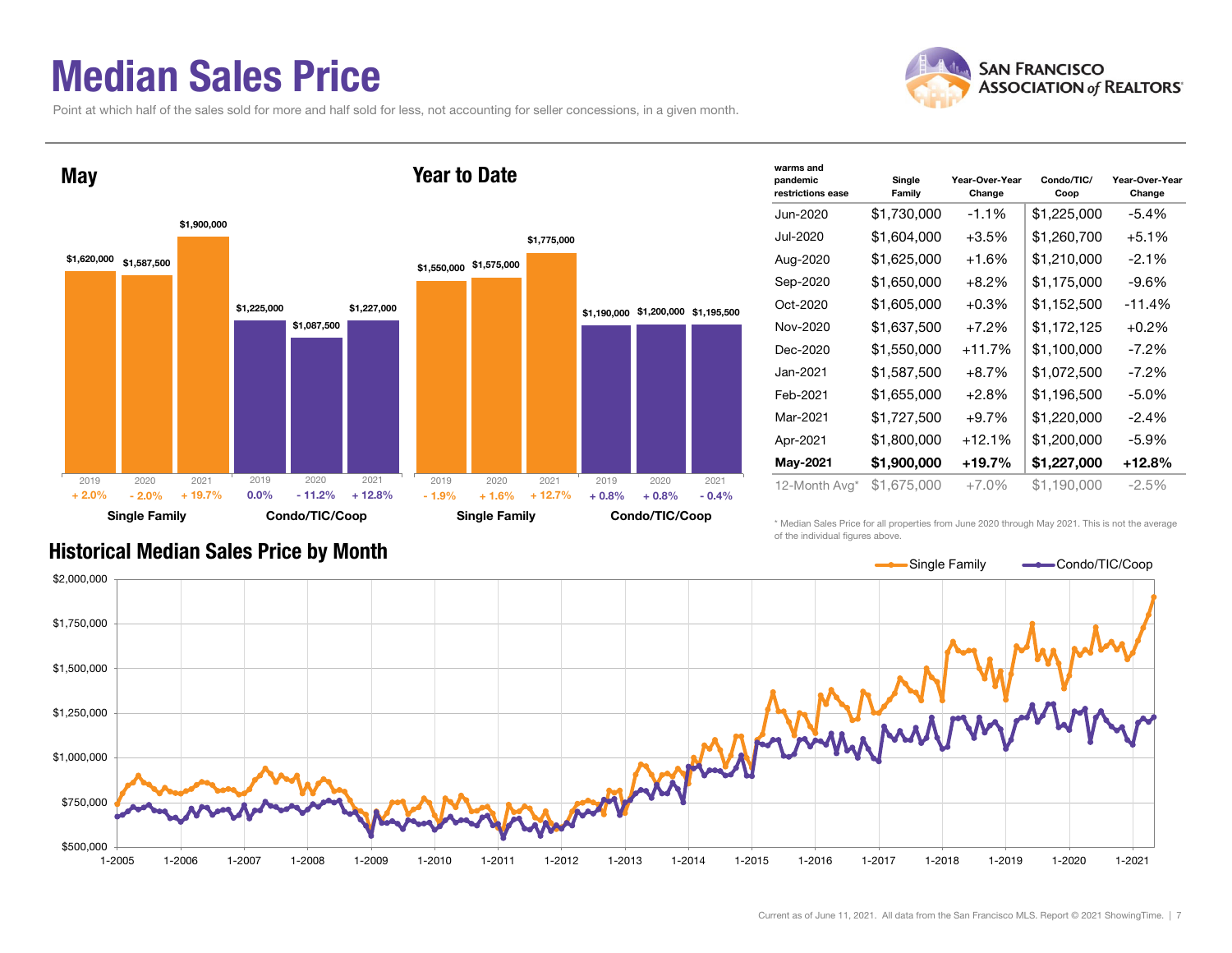# Median Sales Price

Point at which half of the sales sold for more and half sold for less, not accounting for seller concessions, in a given month.

## May

| | 2019 | 2020 | 2021 |
|---|---|---|---|
| Single Family | $1,620,000 (+ 2.0%) | $1,587,500 (- 2.0%) | $1,900,000 (+ 19.7%) |
| Condo/TIC/Coop | $1,225,000 (0.0%) | $1,087,500 (- 11.2%) | $1,227,000 (+ 12.8%) |

## Year to Date

| | 2019 | 2020 | 2021 |
|---|---|---|---|
| Single Family | $1,550,000 (- 1.9%) | $1,575,000 (+ 1.6%) | $1,775,000 (+ 12.7%) |
| Condo/TIC/Coop | $1,190,000 (+ 0.8%) | $1,200,000 (+ 0.8%) | $1,195,500 (- 0.4%) |

| warms and pandemic restrictions ease | Single Family | Year-Over-Year Change | Condo/TIC/ Coop | Year-Over-Year Change |
|---|---|---|---|---|
| Jun-2020 | $1,730,000 | -1.1% | $1,225,000 | -5.4% |
| Jul-2020 | $1,604,000 | +3.5% | $1,260,700 | +5.1% |
| Aug-2020 | $1,625,000 | +1.6% | $1,210,000 | -2.1% |
| Sep-2020 | $1,650,000 | +8.2% | $1,175,000 | -9.6% |
| Oct-2020 | $1,605,000 | +0.3% | $1,152,500 | -11.4% |
| Nov-2020 | $1,637,500 | +7.2% | $1,172,125 | +0.2% |
| Dec-2020 | $1,550,000 | +11.7% | $1,100,000 | -7.2% |
| Jan-2021 | $1,587,500 | +8.7% | $1,072,500 | -7.2% |
| Feb-2021 | $1,655,000 | +2.8% | $1,196,500 | -5.0% |
| Mar-2021 | $1,727,500 | +9.7% | $1,220,000 | -2.4% |
| Apr-2021 | $1,800,000 | +12.1% | $1,200,000 | -5.9% |
| **May-2021** | **$1,900,000** | **+19.7%** | **$1,227,000** | **+12.8%** |
| 12-Month Avg* | $1,675,000 | +7.0% | $1,190,000 | -2.5% |

\* Median Sales Price for all properties from June 2020 through May 2021. This is not the average of the individual figures above.

## Historical Median Sales Price by Month

Single Family — Condo/TIC/Coop

Current as of June 11, 2021. All data from the San Francisco MLS. Report © 2021 ShowingTime.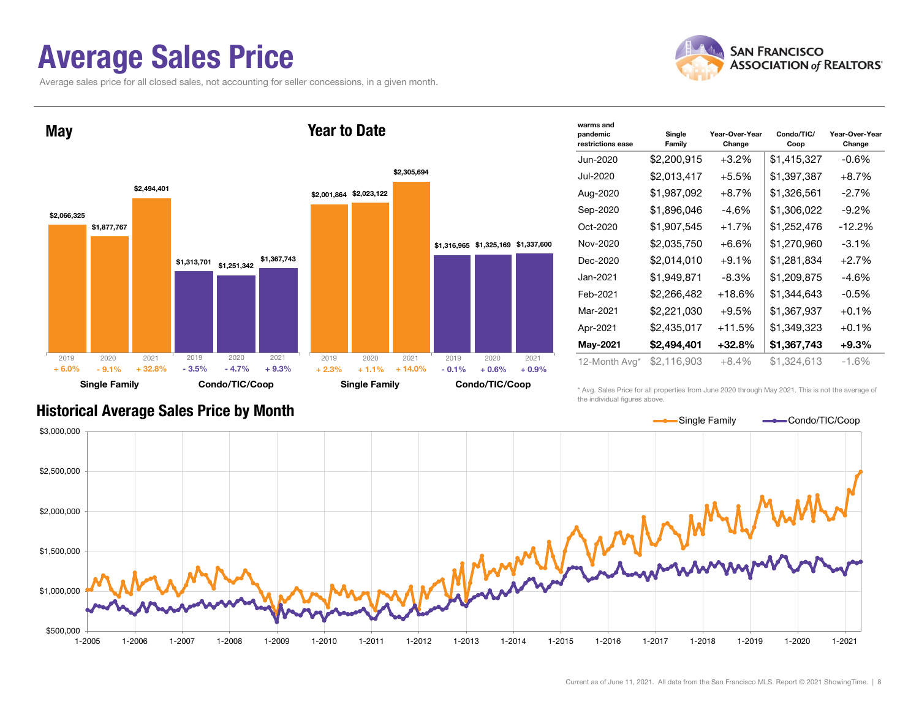# Average Sales Price

Average sales price for all closed sales, not accounting for seller concessions, in a given month.

## May

| | 2019 | 2020 | 2021 |
|---|---|---|---|
| Single Family | $2,066,325 | $1,877,767 | $2,494,401 |
| Year-Over-Year Change | + 6.0% | - 9.1% | + 32.8% |
| Condo/TIC/Coop | $1,313,701 | $1,251,342 | $1,367,743 |
| Year-Over-Year Change | - 3.5% | - 4.7% | + 9.3% |

## Year to Date

| | 2019 | 2020 | 2021 |
|---|---|---|---|
| Single Family | $2,001,864 | $2,023,122 | $2,305,694 |
| Year-Over-Year Change | + 2.3% | + 1.1% | + 14.0% |
| Condo/TIC/Coop | $1,316,965 | $1,325,169 | $1,337,600 |
| Year-Over-Year Change | - 0.1% | + 0.6% | + 0.9% |

| warms and pandemic restrictions ease | Single Family | Year-Over-Year Change | Condo/TIC/ Coop | Year-Over-Year Change |
|---|---|---|---|---|
| Jun-2020 | $2,200,915 | +3.2% | $1,415,327 | -0.6% |
| Jul-2020 | $2,013,417 | +5.5% | $1,397,387 | +8.7% |
| Aug-2020 | $1,987,092 | +8.7% | $1,326,561 | -2.7% |
| Sep-2020 | $1,896,046 | -4.6% | $1,306,022 | -9.2% |
| Oct-2020 | $1,907,545 | +1.7% | $1,252,476 | -12.2% |
| Nov-2020 | $2,035,750 | +6.6% | $1,270,960 | -3.1% |
| Dec-2020 | $2,014,010 | +9.1% | $1,281,834 | +2.7% |
| Jan-2021 | $1,949,871 | -8.3% | $1,209,875 | -4.6% |
| Feb-2021 | $2,266,482 | +18.6% | $1,344,643 | -0.5% |
| Mar-2021 | $2,221,030 | +9.5% | $1,367,937 | +0.1% |
| Apr-2021 | $2,435,017 | +11.5% | $1,349,323 | +0.1% |
| **May-2021** | **$2,494,401** | **+32.8%** | **$1,367,743** | **+9.3%** |
| 12-Month Avg* | $2,116,903 | +8.4% | $1,324,613 | -1.6% |

\* Avg. Sales Price for all properties from June 2020 through May 2021. This is not the average of the individual figures above.

## Historical Average Sales Price by Month

Current as of June 11, 2021. All data from the San Francisco MLS. Report © 2021 ShowingTime.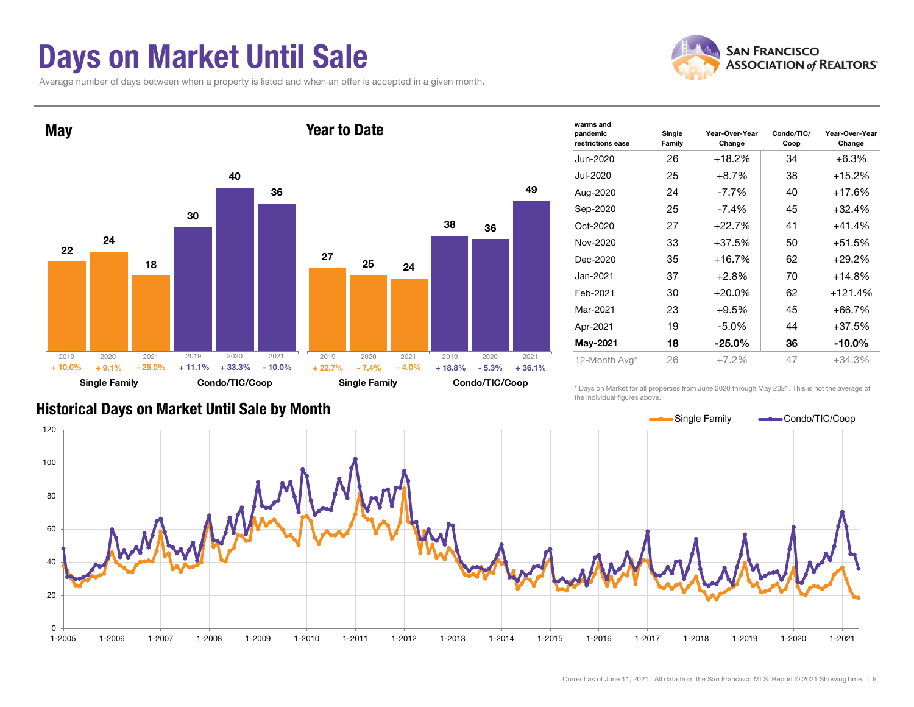# Days on Market Until Sale

Average number of days between when a property is listed and when an offer is accepted in a given month.

## May

| | Single Family 2019 | Single Family 2020 | Single Family 2021 | Condo/TIC/Coop 2019 | Condo/TIC/Coop 2020 | Condo/TIC/Coop 2021 |
|---|---|---|---|---|---|---|
| Days | 22 | 24 | 18 | 30 | 40 | 36 |
| Change | + 10.0% | + 9.1% | - 25.0% | + 11.1% | + 33.3% | - 10.0% |

## Year to Date

| | Single Family 2019 | Single Family 2020 | Single Family 2021 | Condo/TIC/Coop 2019 | Condo/TIC/Coop 2020 | Condo/TIC/Coop 2021 |
|---|---|---|---|---|---|---|
| Days | 27 | 25 | 24 | 38 | 36 | 49 |
| Change | + 22.7% | - 7.4% | - 4.0% | + 18.8% | - 5.3% | + 36.1% |

| warms and pandemic restrictions ease | Single Family | Year-Over-Year Change | Condo/TIC/Coop | Year-Over-Year Change |
|---|---|---|---|---|
| Jun-2020 | 26 | +18.2% | 34 | +6.3% |
| Jul-2020 | 25 | +8.7% | 38 | +15.2% |
| Aug-2020 | 24 | -7.7% | 40 | +17.6% |
| Sep-2020 | 25 | -7.4% | 45 | +32.4% |
| Oct-2020 | 27 | +22.7% | 41 | +41.4% |
| Nov-2020 | 33 | +37.5% | 50 | +51.5% |
| Dec-2020 | 35 | +16.7% | 62 | +29.2% |
| Jan-2021 | 37 | +2.8% | 70 | +14.8% |
| Feb-2021 | 30 | +20.0% | 62 | +121.4% |
| Mar-2021 | 23 | +9.5% | 45 | +66.7% |
| Apr-2021 | 19 | -5.0% | 44 | +37.5% |
| **May-2021** | **18** | **-25.0%** | **36** | **-10.0%** |
| 12-Month Avg* | 26 | +7.2% | 47 | +34.3% |

\* Days on Market for all properties from June 2020 through May 2021. This is not the average of the individual figures above.

## Historical Days on Market Until Sale by Month

Single Family — Condo/TIC/Coop

Current as of June 11, 2021. All data from the San Francisco MLS. Report © 2021 ShowingTime.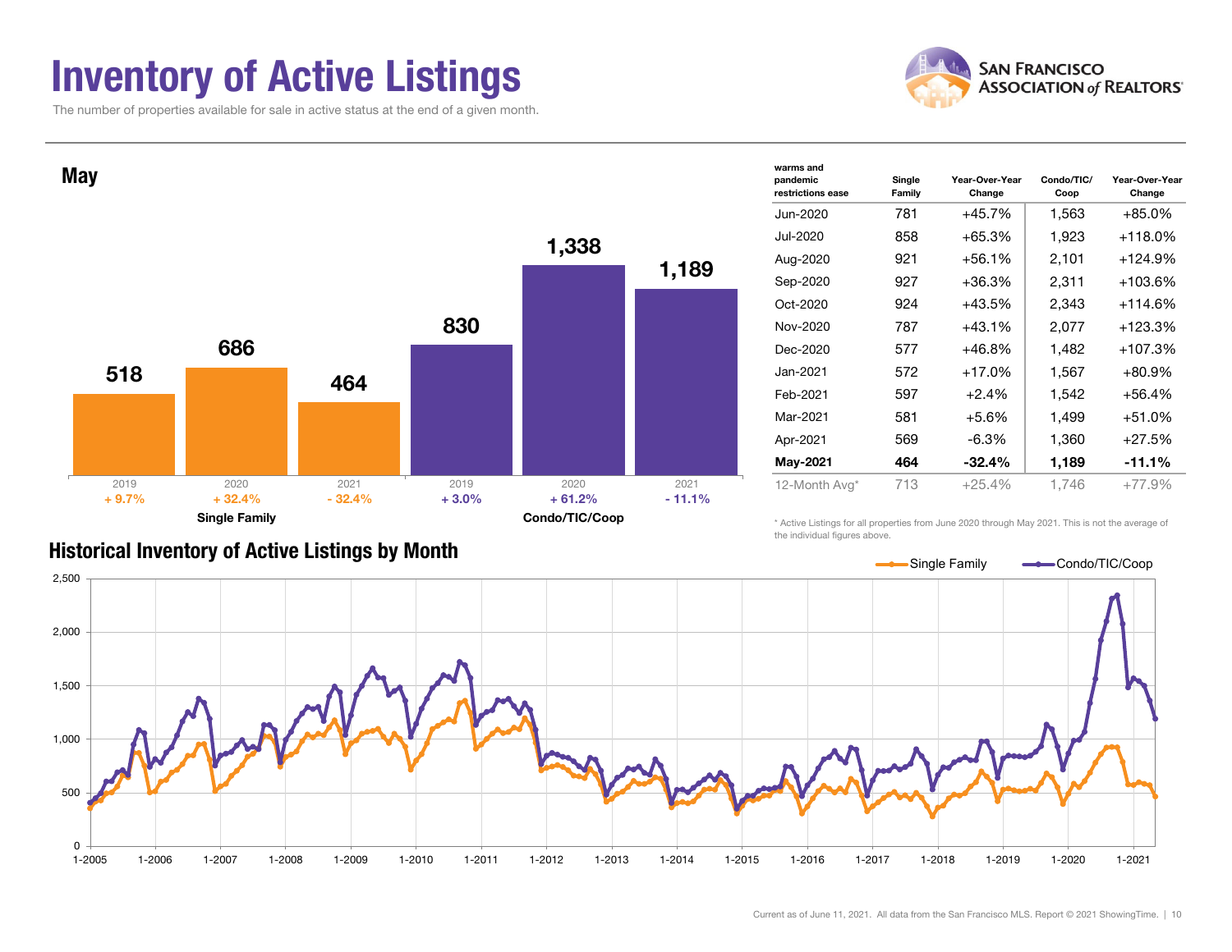# Inventory of Active Listings

The number of properties available for sale in active status at the end of a given month.

## May

| | 2019 | 2020 | 2021 |
|---|---|---|---|
| Single Family | 518 | 686 | 464 |
| Year-Over-Year Change | + 9.7% | + 32.4% | - 32.4% |
| Condo/TIC/Coop | 830 | 1,338 | 1,189 |
| Year-Over-Year Change | + 3.0% | + 61.2% | - 11.1% |

| warms and pandemic restrictions ease | Single Family | Year-Over-Year Change | Condo/TIC/ Coop | Year-Over-Year Change |
|---|---|---|---|---|
| Jun-2020 | 781 | +45.7% | 1,563 | +85.0% |
| Jul-2020 | 858 | +65.3% | 1,923 | +118.0% |
| Aug-2020 | 921 | +56.1% | 2,101 | +124.9% |
| Sep-2020 | 927 | +36.3% | 2,311 | +103.6% |
| Oct-2020 | 924 | +43.5% | 2,343 | +114.6% |
| Nov-2020 | 787 | +43.1% | 2,077 | +123.3% |
| Dec-2020 | 577 | +46.8% | 1,482 | +107.3% |
| Jan-2021 | 572 | +17.0% | 1,567 | +80.9% |
| Feb-2021 | 597 | +2.4% | 1,542 | +56.4% |
| Mar-2021 | 581 | +5.6% | 1,499 | +51.0% |
| Apr-2021 | 569 | -6.3% | 1,360 | +27.5% |
| **May-2021** | **464** | **-32.4%** | **1,189** | **-11.1%** |
| 12-Month Avg* | 713 | +25.4% | 1,746 | +77.9% |

\* Active Listings for all properties from June 2020 through May 2021. This is not the average of the individual figures above.

## Historical Inventory of Active Listings by Month

Single Family — Condo/TIC/Coop

Current as of June 11, 2021. All data from the San Francisco MLS. Report © 2021 ShowingTime.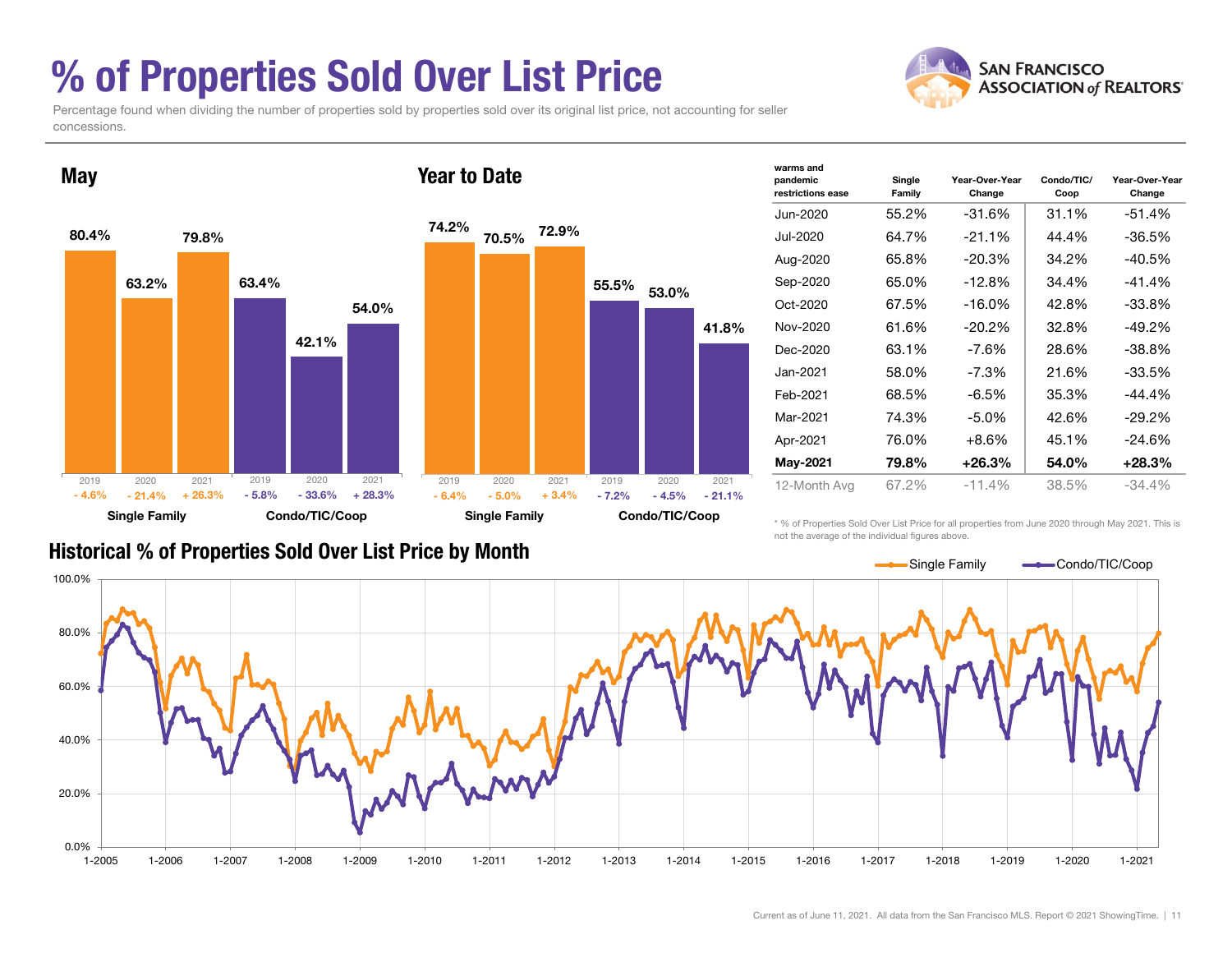# % of Properties Sold Over List Price

Percentage found when dividing the number of properties sold by properties sold over its original list price, not accounting for seller concessions.

## May

| | Single Family | | | Condo/TIC/Coop | | |
|---|---|---|---|---|---|---|
| Year | 2019 | 2020 | 2021 | 2019 | 2020 | 2021 |
| % Sold Over List | 80.4% | 63.2% | 79.8% | 63.4% | 42.1% | 54.0% |
| Change | - 4.6% | - 21.4% | + 26.3% | - 5.8% | - 33.6% | + 28.3% |

## Year to Date

| | Single Family | | | Condo/TIC/Coop | | |
|---|---|---|---|---|---|---|
| Year | 2019 | 2020 | 2021 | 2019 | 2020 | 2021 |
| % Sold Over List | 74.2% | 70.5% | 72.9% | 55.5% | 53.0% | 41.8% |
| Change | - 6.4% | - 5.0% | + 3.4% | - 7.2% | - 4.5% | - 21.1% |

| warms and pandemic restrictions ease | Single Family | Year-Over-Year Change | Condo/TIC/Coop | Year-Over-Year Change |
|---|---|---|---|---|
| Jun-2020 | 55.2% | -31.6% | 31.1% | -51.4% |
| Jul-2020 | 64.7% | -21.1% | 44.4% | -36.5% |
| Aug-2020 | 65.8% | -20.3% | 34.2% | -40.5% |
| Sep-2020 | 65.0% | -12.8% | 34.4% | -41.4% |
| Oct-2020 | 67.5% | -16.0% | 42.8% | -33.8% |
| Nov-2020 | 61.6% | -20.2% | 32.8% | -49.2% |
| Dec-2020 | 63.1% | -7.6% | 28.6% | -38.8% |
| Jan-2021 | 58.0% | -7.3% | 21.6% | -33.5% |
| Feb-2021 | 68.5% | -6.5% | 35.3% | -44.4% |
| Mar-2021 | 74.3% | -5.0% | 42.6% | -29.2% |
| Apr-2021 | 76.0% | +8.6% | 45.1% | -24.6% |
| **May-2021** | **79.8%** | **+26.3%** | **54.0%** | **+28.3%** |
| 12-Month Avg | 67.2% | -11.4% | 38.5% | -34.4% |

* % of Properties Sold Over List Price for all properties from June 2020 through May 2021. This is not the average of the individual figures above.

## Historical % of Properties Sold Over List Price by Month

Current as of June 11, 2021. All data from the San Francisco MLS. Report © 2021 ShowingTime.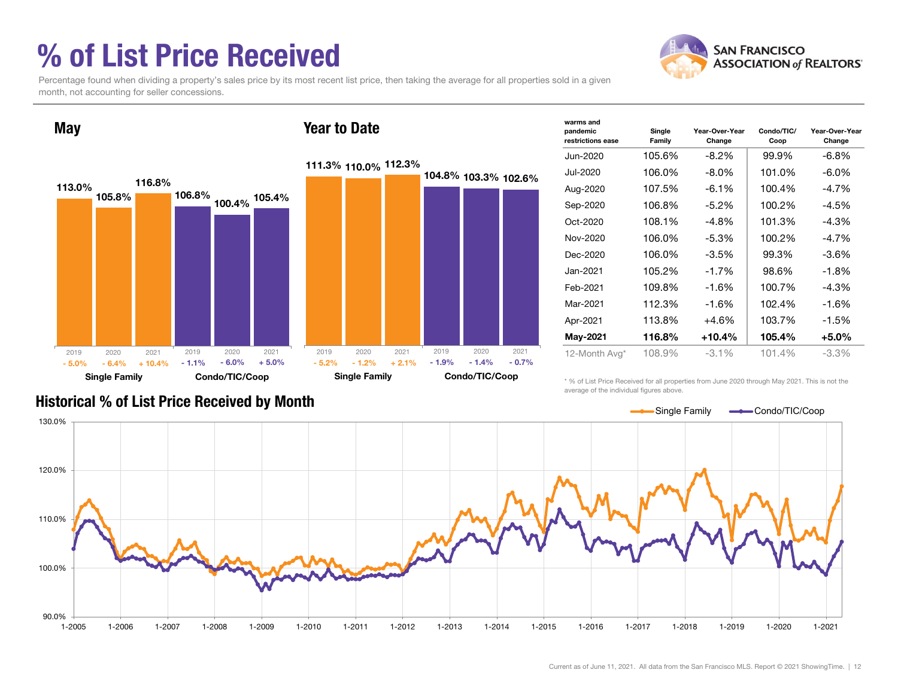# % of List Price Received

Percentage found when dividing a property's sales price by its most recent list price, then taking the average for all properties sold in a given month, not accounting for seller concessions.

## May

| | Single Family | | | Condo/TIC/Coop | | |
|---|---|---|---|---|---|---|
| Year | 2019 | 2020 | 2021 | 2019 | 2020 | 2021 |
| % of List Price Received | 113.0% | 105.8% | 116.8% | 106.8% | 100.4% | 105.4% |
| Change | - 5.0% | - 6.4% | + 10.4% | - 1.1% | - 6.0% | + 5.0% |

## Year to Date

| | Single Family | | | Condo/TIC/Coop | | |
|---|---|---|---|---|---|---|
| Year | 2019 | 2020 | 2021 | 2019 | 2020 | 2021 |
| % of List Price Received | 111.3% | 110.0% | 112.3% | 104.8% | 103.3% | 102.6% |
| Change | - 5.2% | - 1.2% | + 2.1% | - 1.9% | - 1.4% | - 0.7% |

| warms and pandemic restrictions ease | Single Family | Year-Over-Year Change | Condo/TIC/ Coop | Year-Over-Year Change |
|---|---|---|---|---|
| Jun-2020 | 105.6% | -8.2% | 99.9% | -6.8% |
| Jul-2020 | 106.0% | -8.0% | 101.0% | -6.0% |
| Aug-2020 | 107.5% | -6.1% | 100.4% | -4.7% |
| Sep-2020 | 106.8% | -5.2% | 100.2% | -4.5% |
| Oct-2020 | 108.1% | -4.8% | 101.3% | -4.3% |
| Nov-2020 | 106.0% | -5.3% | 100.2% | -4.7% |
| Dec-2020 | 106.0% | -3.5% | 99.3% | -3.6% |
| Jan-2021 | 105.2% | -1.7% | 98.6% | -1.8% |
| Feb-2021 | 109.8% | -1.6% | 100.7% | -4.3% |
| Mar-2021 | 112.3% | -1.6% | 102.4% | -1.6% |
| Apr-2021 | 113.8% | +4.6% | 103.7% | -1.5% |
| **May-2021** | **116.8%** | **+10.4%** | **105.4%** | **+5.0%** |
| 12-Month Avg* | 108.9% | -3.1% | 101.4% | -3.3% |

* % of List Price Received for all properties from June 2020 through May 2021. This is not the average of the individual figures above.

## Historical % of List Price Received by Month

Single Family — Condo/TIC/Coop

Current as of June 11, 2021. All data from the San Francisco MLS. Report © 2021 ShowingTime.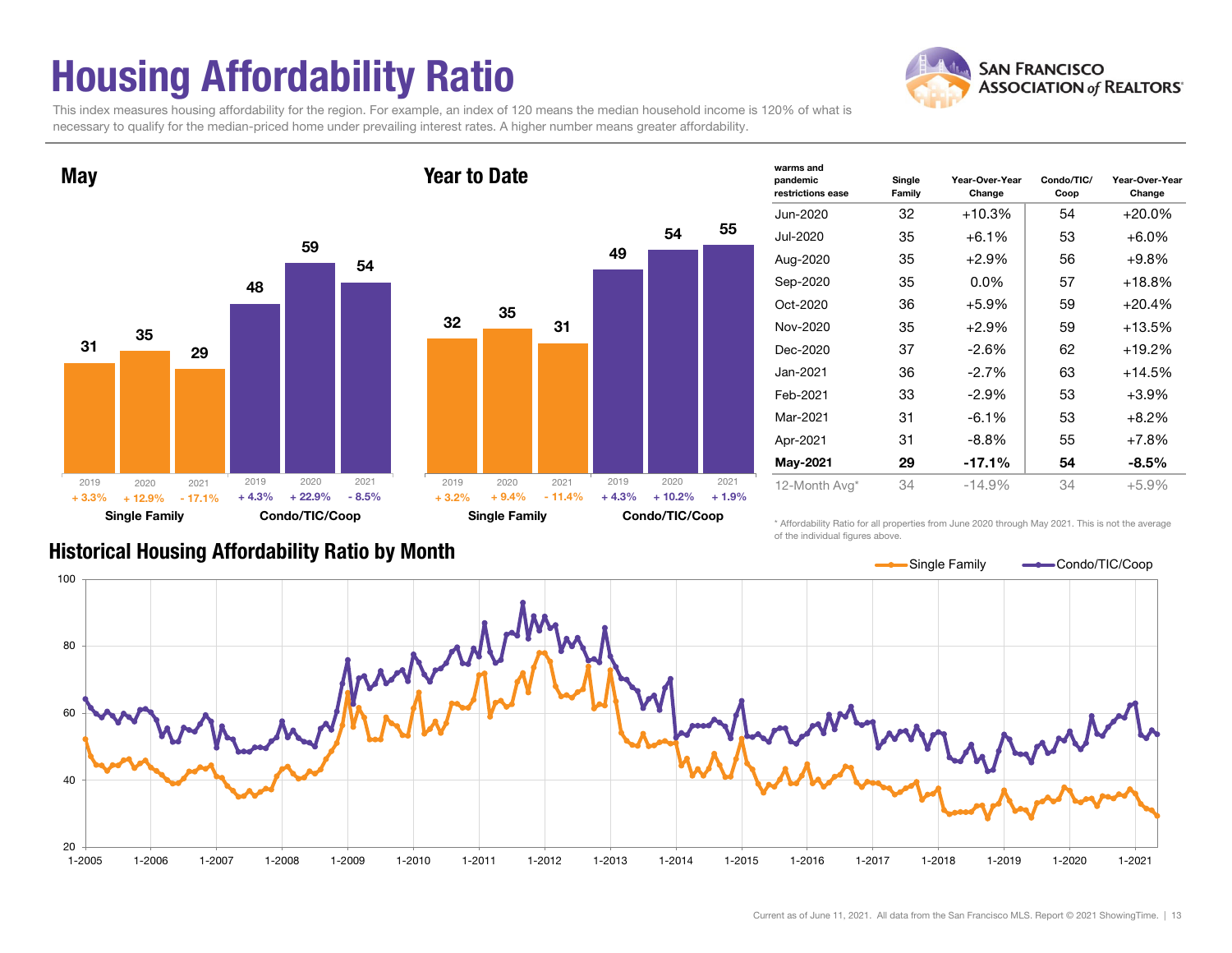# Housing Affordability Ratio

This index measures housing affordability for the region. For example, an index of 120 means the median household income is 120% of what is necessary to qualify for the median-priced home under prevailing interest rates. A higher number means greater affordability.

## May

| | 2019 | 2020 | 2021 |
|---|---|---|---|
| Single Family | 31 (+ 3.3%) | 35 (+ 12.9%) | 29 (- 17.1%) |
| Condo/TIC/Coop | 48 (+ 4.3%) | 59 (+ 22.9%) | 54 (- 8.5%) |

## Year to Date

| | 2019 | 2020 | 2021 |
|---|---|---|---|
| Single Family | 32 (+ 3.2%) | 35 (+ 9.4%) | 31 (- 11.4%) |
| Condo/TIC/Coop | 49 (+ 4.3%) | 54 (+ 10.2%) | 55 (+ 1.9%) |

| warms and pandemic restrictions ease | Single Family | Year-Over-Year Change | Condo/TIC/ Coop | Year-Over-Year Change |
|---|---|---|---|---|
| Jun-2020 | 32 | +10.3% | 54 | +20.0% |
| Jul-2020 | 35 | +6.1% | 53 | +6.0% |
| Aug-2020 | 35 | +2.9% | 56 | +9.8% |
| Sep-2020 | 35 | 0.0% | 57 | +18.8% |
| Oct-2020 | 36 | +5.9% | 59 | +20.4% |
| Nov-2020 | 35 | +2.9% | 59 | +13.5% |
| Dec-2020 | 37 | -2.6% | 62 | +19.2% |
| Jan-2021 | 36 | -2.7% | 63 | +14.5% |
| Feb-2021 | 33 | -2.9% | 53 | +3.9% |
| Mar-2021 | 31 | -6.1% | 53 | +8.2% |
| Apr-2021 | 31 | -8.8% | 55 | +7.8% |
| **May-2021** | **29** | **-17.1%** | **54** | **-8.5%** |
| 12-Month Avg* | 34 | -14.9% | 34 | +5.9% |

\* Affordability Ratio for all properties from June 2020 through May 2021. This is not the average of the individual figures above.

## Historical Housing Affordability Ratio by Month

Single Family — Condo/TIC/Coop

Current as of June 11, 2021. All data from the San Francisco MLS. Report © 2021 ShowingTime.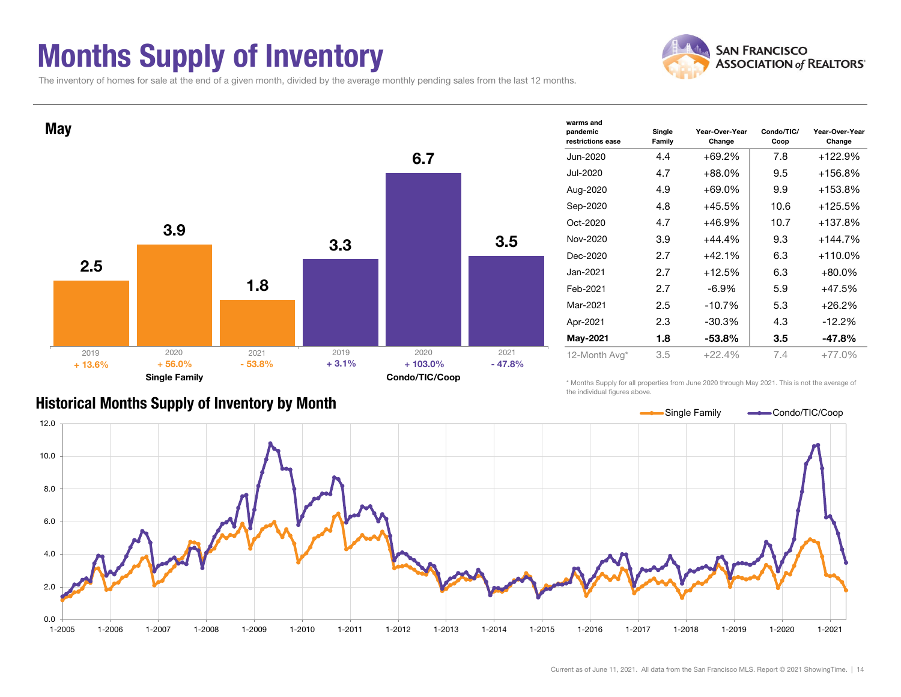# Months Supply of Inventory

The inventory of homes for sale at the end of a given month, divided by the average monthly pending sales from the last 12 months.

## May

| | 2019 | 2020 | 2021 |
|---|---|---|---|
| **Single Family** | 2.5 | 3.9 | 1.8 |
| | + 13.6% | + 56.0% | - 53.8% |
| **Condo/TIC/Coop** | 3.3 | 6.7 | 3.5 |
| | + 3.1% | + 103.0% | - 47.8% |

| warms and pandemic restrictions ease | Single Family | Year-Over-Year Change | Condo/TIC/ Coop | Year-Over-Year Change |
|---|---|---|---|---|
| Jun-2020 | 4.4 | +69.2% | 7.8 | +122.9% |
| Jul-2020 | 4.7 | +88.0% | 9.5 | +156.8% |
| Aug-2020 | 4.9 | +69.0% | 9.9 | +153.8% |
| Sep-2020 | 4.8 | +45.5% | 10.6 | +125.5% |
| Oct-2020 | 4.7 | +46.9% | 10.7 | +137.8% |
| Nov-2020 | 3.9 | +44.4% | 9.3 | +144.7% |
| Dec-2020 | 2.7 | +42.1% | 6.3 | +110.0% |
| Jan-2021 | 2.7 | +12.5% | 6.3 | +80.0% |
| Feb-2021 | 2.7 | -6.9% | 5.9 | +47.5% |
| Mar-2021 | 2.5 | -10.7% | 5.3 | +26.2% |
| Apr-2021 | 2.3 | -30.3% | 4.3 | -12.2% |
| **May-2021** | **1.8** | **-53.8%** | **3.5** | **-47.8%** |
| 12-Month Avg* | 3.5 | +22.4% | 7.4 | +77.0% |

\* Months Supply for all properties from June 2020 through May 2021. This is not the average of the individual figures above.

## Historical Months Supply of Inventory by Month

Current as of June 11, 2021. All data from the San Francisco MLS. Report © 2021 ShowingTime.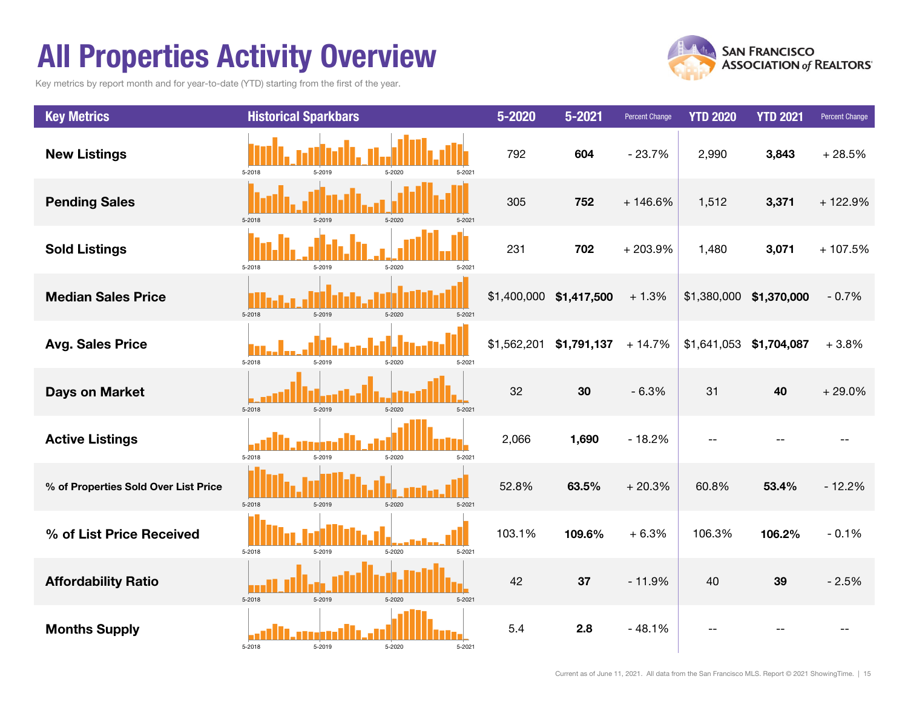# All Properties Activity Overview

Key metrics by report month and for year-to-date (YTD) starting from the first of the year.

| Key Metrics | Historical Sparkbars | 5-2020 | 5-2021 | Percent Change | YTD 2020 | YTD 2021 | Percent Change |
|---|---|---|---|---|---|---|---|
| **New Listings** | 5-2018 5-2019 5-2020 5-2021 | 792 | **604** | - 23.7% | 2,990 | **3,843** | + 28.5% |
| **Pending Sales** | 5-2018 5-2019 5-2020 5-2021 | 305 | **752** | + 146.6% | 1,512 | **3,371** | + 122.9% |
| **Sold Listings** | 5-2018 5-2019 5-2020 5-2021 | 231 | **702** | + 203.9% | 1,480 | **3,071** | + 107.5% |
| **Median Sales Price** | 5-2018 5-2019 5-2020 5-2021 | $1,400,000 | **$1,417,500** | + 1.3% | $1,380,000 | **$1,370,000** | - 0.7% |
| **Avg. Sales Price** | 5-2018 5-2019 5-2020 5-2021 | $1,562,201 | **$1,791,137** | + 14.7% | $1,641,053 | **$1,704,087** | + 3.8% |
| **Days on Market** | 5-2018 5-2019 5-2020 5-2021 | 32 | **30** | - 6.3% | 31 | **40** | + 29.0% |
| **Active Listings** | 5-2018 5-2019 5-2020 5-2021 | 2,066 | **1,690** | - 18.2% | -- | -- | -- |
| **% of Properties Sold Over List Price** | 5-2018 5-2019 5-2020 5-2021 | 52.8% | **63.5%** | + 20.3% | 60.8% | **53.4%** | - 12.2% |
| **% of List Price Received** | 5-2018 5-2019 5-2020 5-2021 | 103.1% | **109.6%** | + 6.3% | 106.3% | **106.2%** | - 0.1% |
| **Affordability Ratio** | 5-2018 5-2019 5-2020 5-2021 | 42 | **37** | - 11.9% | 40 | **39** | - 2.5% |
| **Months Supply** | 5-2018 5-2019 5-2020 5-2021 | 5.4 | **2.8** | - 48.1% | -- | -- | -- |

Current as of June 11, 2021. All data from the San Francisco MLS. Report © 2021 ShowingTime.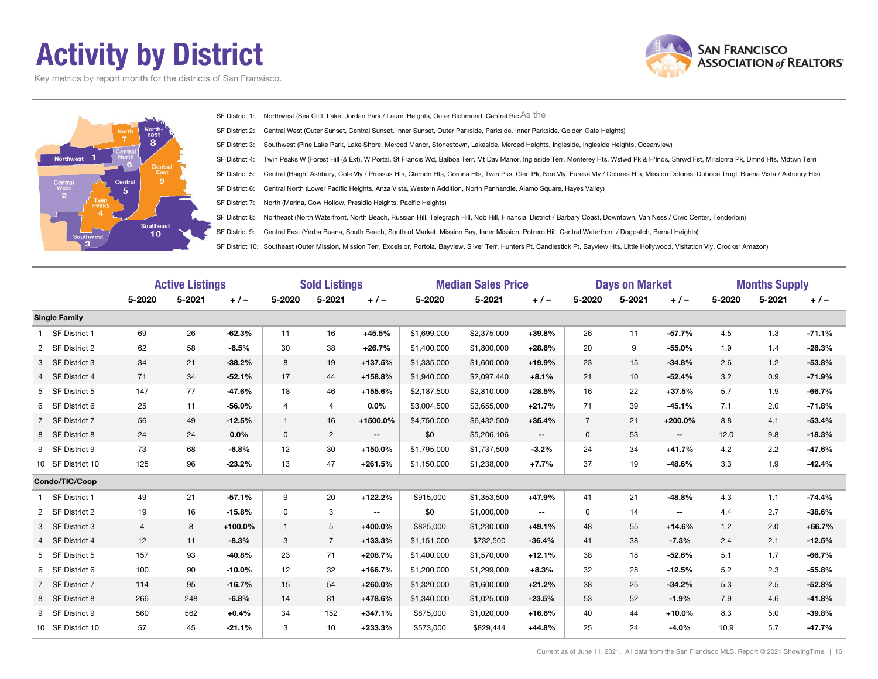# Activity by District

Key metrics by report month for the districts of San Fransisco.

SAN FRANCISCO ASSOCIATION of REALTORS®

Northwest 1
Central West 2
Southwest 3
Twin Peaks 4
Central 5
Central North 6
North 7
Northeast 8
Central East 9
Southeast 10

SF District 1: Northwest (Sea Cliff, Lake, Jordan Park / Laurel Heights, Outer Richmond, Central Ric As the

SF District 2: Central West (Outer Sunset, Central Sunset, Inner Sunset, Outer Parkside, Parkside, Inner Parkside, Golden Gate Heights)

SF District 3: Southwest (Pine Lake Park, Lake Shore, Merced Manor, Stonestown, Lakeside, Merced Heights, Ingleside, Ingleside Heights, Oceanview)

SF District 4: Twin Peaks W (Forest Hill (& Ext), W Portal, St Francis Wd, Balboa Terr, Mt Dav Manor, Ingleside Terr, Monterey Hts, Wstwd Pk & H'lnds, Shrwd Fst, Miraloma Pk, Dmnd Hts, Mdtwn Terr)

SF District 5: Central (Haight Ashbury, Cole Vly / Prnssus Hts, Clarndn Hts, Corona Hts, Twin Pks, Glen Pk, Noe Vly, Eureka Vly / Dolores Hts, Mission Dolores, Duboce Trngl, Buena Vista / Ashbury Hts)

SF District 6: Central North (Lower Pacific Heights, Anza Vista, Western Addition, North Panhandle, Alamo Square, Hayes Valley)

SF District 7: North (Marina, Cow Hollow, Presidio Heights, Pacific Heights)

SF District 8: Northeast (North Waterfront, North Beach, Russian Hill, Telegraph Hill, Nob Hill, Financial District / Barbary Coast, Downtown, Van Ness / Civic Center, Tenderloin)

SF District 9: Central East (Yerba Buena, South Beach, South of Market, Mission Bay, Inner Mission, Potrero Hill, Central Waterfront / Dogpatch, Bernal Heights)

SF District 10: Southeast (Outer Mission, Mission Terr, Excelsior, Portola, Bayview, Silver Terr, Hunters Pt, Candlestick Pt, Bayview Hts, Little Hollywood, Visitation Vly, Crocker Amazon)

| | | Active Listings | | | Sold Listings | | | Median Sales Price | | | Days on Market | | | Months Supply | | |
|---|---|---|---|---|---|---|---|---|---|---|---|---|---|---|---|---|
| | | 5-2020 | 5-2021 | + / – | 5-2020 | 5-2021 | + / – | 5-2020 | 5-2021 | + / – | 5-2020 | 5-2021 | + / – | 5-2020 | 5-2021 | + / – |
| **Single Family** | | | | | | | | | | | | | | | | |
| 1 | SF District 1 | 69 | 26 | **-62.3%** | 11 | 16 | **+45.5%** | $1,699,000 | $2,375,000 | **+39.8%** | 26 | 11 | **-57.7%** | 4.5 | 1.3 | **-71.1%** |
| 2 | SF District 2 | 62 | 58 | **-6.5%** | 30 | 38 | **+26.7%** | $1,400,000 | $1,800,000 | **+28.6%** | 20 | 9 | **-55.0%** | 1.9 | 1.4 | **-26.3%** |
| 3 | SF District 3 | 34 | 21 | **-38.2%** | 8 | 19 | **+137.5%** | $1,335,000 | $1,600,000 | **+19.9%** | 23 | 15 | **-34.8%** | 2.6 | 1.2 | **-53.8%** |
| 4 | SF District 4 | 71 | 34 | **-52.1%** | 17 | 44 | **+158.8%** | $1,940,000 | $2,097,440 | **+8.1%** | 21 | 10 | **-52.4%** | 3.2 | 0.9 | **-71.9%** |
| 5 | SF District 5 | 147 | 77 | **-47.6%** | 18 | 46 | **+155.6%** | $2,187,500 | $2,810,000 | **+28.5%** | 16 | 22 | **+37.5%** | 5.7 | 1.9 | **-66.7%** |
| 6 | SF District 6 | 25 | 11 | **-56.0%** | 4 | 4 | **0.0%** | $3,004,500 | $3,655,000 | **+21.7%** | 71 | 39 | **-45.1%** | 7.1 | 2.0 | **-71.8%** |
| 7 | SF District 7 | 56 | 49 | **-12.5%** | 1 | 16 | **+1500.0%** | $4,750,000 | $6,432,500 | **+35.4%** | 7 | 21 | **+200.0%** | 8.8 | 4.1 | **-53.4%** |
| 8 | SF District 8 | 24 | 24 | **0.0%** | 0 | 2 | **--** | $0 | $5,206,106 | **--** | 0 | 53 | **--** | 12.0 | 9.8 | **-18.3%** |
| 9 | SF District 9 | 73 | 68 | **-6.8%** | 12 | 30 | **+150.0%** | $1,795,000 | $1,737,500 | **-3.2%** | 24 | 34 | **+41.7%** | 4.2 | 2.2 | **-47.6%** |
| 10 | SF District 10 | 125 | 96 | **-23.2%** | 13 | 47 | **+261.5%** | $1,150,000 | $1,238,000 | **+7.7%** | 37 | 19 | **-48.6%** | 3.3 | 1.9 | **-42.4%** |
| **Condo/TIC/Coop** | | | | | | | | | | | | | | | | |
| 1 | SF District 1 | 49 | 21 | **-57.1%** | 9 | 20 | **+122.2%** | $915,000 | $1,353,500 | **+47.9%** | 41 | 21 | **-48.8%** | 4.3 | 1.1 | **-74.4%** |
| 2 | SF District 2 | 19 | 16 | **-15.8%** | 0 | 3 | **--** | $0 | $1,000,000 | **--** | 0 | 14 | **--** | 4.4 | 2.7 | **-38.6%** |
| 3 | SF District 3 | 4 | 8 | **+100.0%** | 1 | 5 | **+400.0%** | $825,000 | $1,230,000 | **+49.1%** | 48 | 55 | **+14.6%** | 1.2 | 2.0 | **+66.7%** |
| 4 | SF District 4 | 12 | 11 | **-8.3%** | 3 | 7 | **+133.3%** | $1,151,000 | $732,500 | **-36.4%** | 41 | 38 | **-7.3%** | 2.4 | 2.1 | **-12.5%** |
| 5 | SF District 5 | 157 | 93 | **-40.8%** | 23 | 71 | **+208.7%** | $1,400,000 | $1,570,000 | **+12.1%** | 38 | 18 | **-52.6%** | 5.1 | 1.7 | **-66.7%** |
| 6 | SF District 6 | 100 | 90 | **-10.0%** | 12 | 32 | **+166.7%** | $1,200,000 | $1,299,000 | **+8.3%** | 32 | 28 | **-12.5%** | 5.2 | 2.3 | **-55.8%** |
| 7 | SF District 7 | 114 | 95 | **-16.7%** | 15 | 54 | **+260.0%** | $1,320,000 | $1,600,000 | **+21.2%** | 38 | 25 | **-34.2%** | 5.3 | 2.5 | **-52.8%** |
| 8 | SF District 8 | 266 | 248 | **-6.8%** | 14 | 81 | **+478.6%** | $1,340,000 | $1,025,000 | **-23.5%** | 53 | 52 | **-1.9%** | 7.9 | 4.6 | **-41.8%** |
| 9 | SF District 9 | 560 | 562 | **+0.4%** | 34 | 152 | **+347.1%** | $875,000 | $1,020,000 | **+16.6%** | 40 | 44 | **+10.0%** | 8.3 | 5.0 | **-39.8%** |
| 10 | SF District 10 | 57 | 45 | **-21.1%** | 3 | 10 | **+233.3%** | $573,000 | $829,444 | **+44.8%** | 25 | 24 | **-4.0%** | 10.9 | 5.7 | **-47.7%** |

Current as of June 11, 2021. All data from the San Francisco MLS. Report © 2021 ShowingTime.